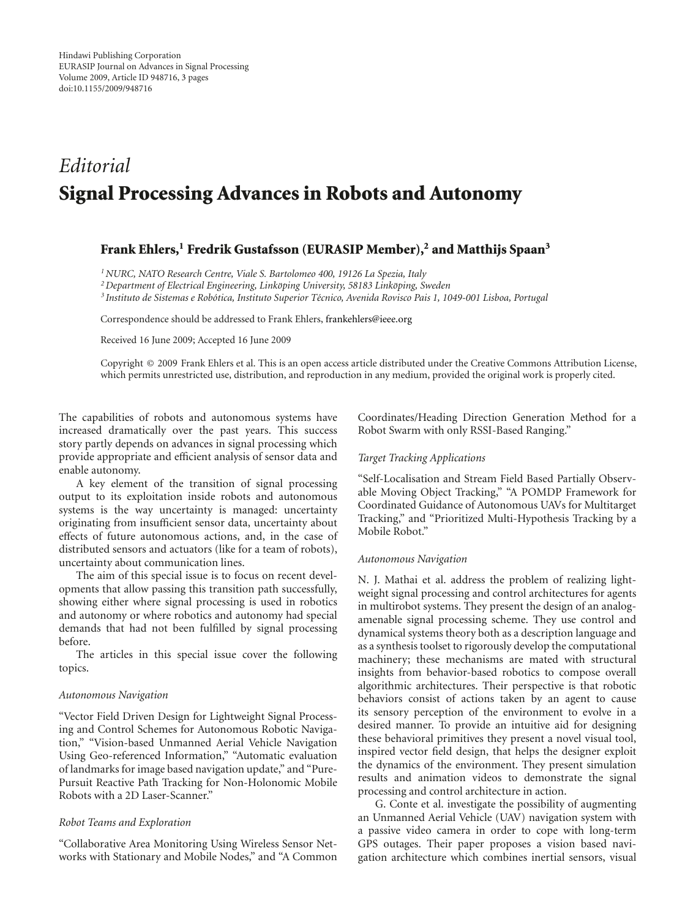Hindawi Publishing Corporation
EURASIP Journal on Advances in Signal Processing
Volume 2009, Article ID 948716, 3 pages
doi:10.1155/2009/948716

*Editorial*

# Signal Processing Advances in Robots and Autonomy

**Frank Ehlers,[1] Fredrik Gustafsson (EURASIP Member),[2] and Matthijs Spaan[3]**

*[1] NURC, NATO Research Centre, Viale S. Bartolomeo 400, 19126 La Spezia, Italy*
*[2] Department of Electrical Engineering, Linköping University, 58183 Linköping, Sweden*
*[3] Instituto de Sistemas e Robótica, Instituto Superior Técnico, Avenida Rovisco Pais 1, 1049-001 Lisboa, Portugal*

Correspondence should be addressed to Frank Ehlers, frankehlers@ieee.org

Received 16 June 2009; Accepted 16 June 2009

Copyright © 2009 Frank Ehlers et al. This is an open access article distributed under the Creative Commons Attribution License, which permits unrestricted use, distribution, and reproduction in any medium, provided the original work is properly cited.

The capabilities of robots and autonomous systems have increased dramatically over the past years. This success story partly depends on advances in signal processing which provide appropriate and efficient analysis of sensor data and enable autonomy.

A key element of the transition of signal processing output to its exploitation inside robots and autonomous systems is the way uncertainty is managed: uncertainty originating from insufficient sensor data, uncertainty about effects of future autonomous actions, and, in the case of distributed sensors and actuators (like for a team of robots), uncertainty about communication lines.

The aim of this special issue is to focus on recent developments that allow passing this transition path successfully, showing either where signal processing is used in robotics and autonomy or where robotics and autonomy had special demands that had not been fulfilled by signal processing before.

The articles in this special issue cover the following topics.

*Autonomous Navigation*

"Vector Field Driven Design for Lightweight Signal Processing and Control Schemes for Autonomous Robotic Navigation," "Vision-based Unmanned Aerial Vehicle Navigation Using Geo-referenced Information," "Automatic evaluation of landmarks for image based navigation update," and "Pure-Pursuit Reactive Path Tracking for Non-Holonomic Mobile Robots with a 2D Laser-Scanner."

*Robot Teams and Exploration*

"Collaborative Area Monitoring Using Wireless Sensor Networks with Stationary and Mobile Nodes," and "A Common Coordinates/Heading Direction Generation Method for a Robot Swarm with only RSSI-Based Ranging."

*Target Tracking Applications*

"Self-Localisation and Stream Field Based Partially Observable Moving Object Tracking," "A POMDP Framework for Coordinated Guidance of Autonomous UAVs for Multitarget Tracking," and "Prioritized Multi-Hypothesis Tracking by a Mobile Robot."

*Autonomous Navigation*

N. J. Mathai et al. address the problem of realizing lightweight signal processing and control architectures for agents in multirobot systems. They present the design of an analog-amenable signal processing scheme. They use control and dynamical systems theory both as a description language and as a synthesis toolset to rigorously develop the computational machinery; these mechanisms are mated with structural insights from behavior-based robotics to compose overall algorithmic architectures. Their perspective is that robotic behaviors consist of actions taken by an agent to cause its sensory perception of the environment to evolve in a desired manner. To provide an intuitive aid for designing these behavioral primitives they present a novel visual tool, inspired vector field design, that helps the designer exploit the dynamics of the environment. They present simulation results and animation videos to demonstrate the signal processing and control architecture in action.

G. Conte et al. investigate the possibility of augmenting an Unmanned Aerial Vehicle (UAV) navigation system with a passive video camera in order to cope with long-term GPS outages. Their paper proposes a vision based navigation architecture which combines inertial sensors, visual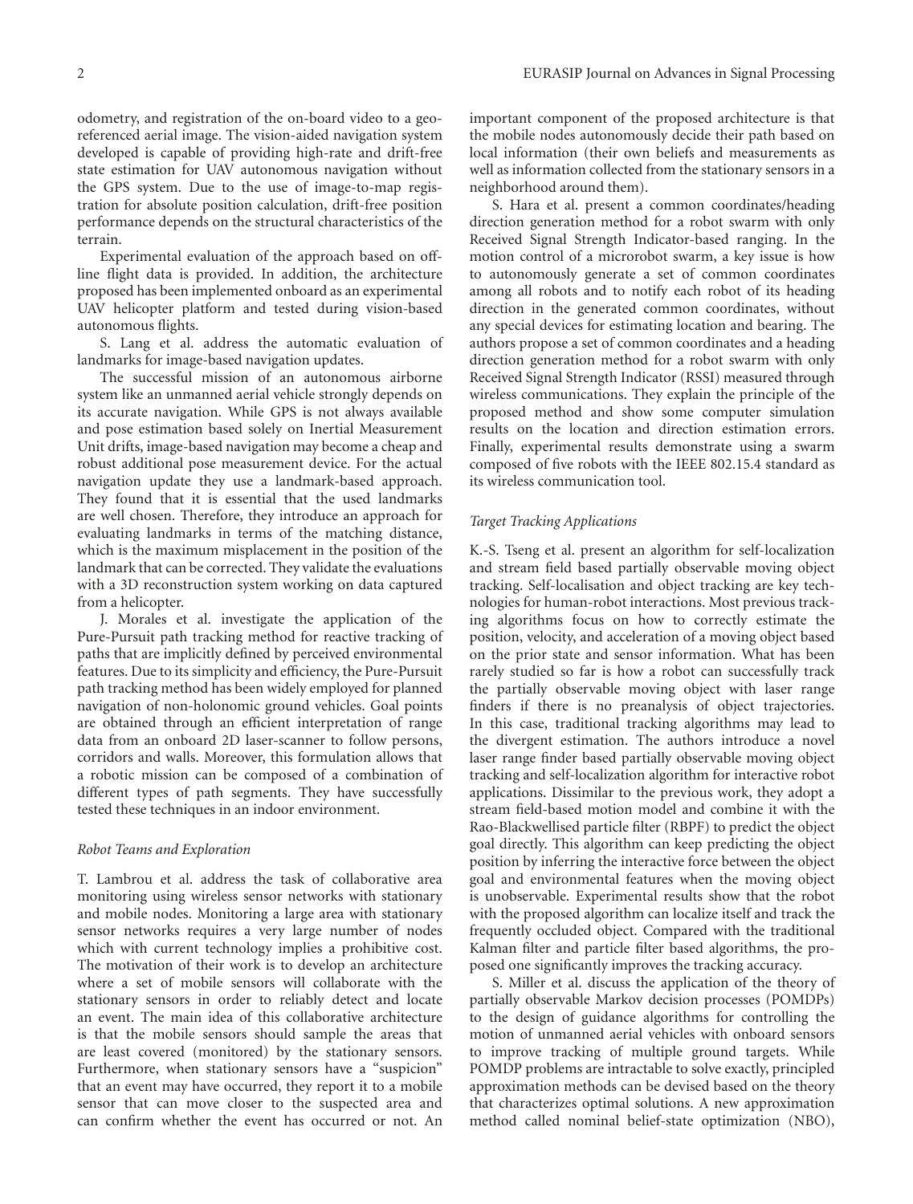odometry, and registration of the on-board video to a geo-referenced aerial image. The vision-aided navigation system developed is capable of providing high-rate and drift-free state estimation for UAV autonomous navigation without the GPS system. Due to the use of image-to-map registration for absolute position calculation, drift-free position performance depends on the structural characteristics of the terrain.

Experimental evaluation of the approach based on off-line flight data is provided. In addition, the architecture proposed has been implemented onboard as an experimental UAV helicopter platform and tested during vision-based autonomous flights.

S. Lang et al. address the automatic evaluation of landmarks for image-based navigation updates.

The successful mission of an autonomous airborne system like an unmanned aerial vehicle strongly depends on its accurate navigation. While GPS is not always available and pose estimation based solely on Inertial Measurement Unit drifts, image-based navigation may become a cheap and robust additional pose measurement device. For the actual navigation update they use a landmark-based approach. They found that it is essential that the used landmarks are well chosen. Therefore, they introduce an approach for evaluating landmarks in terms of the matching distance, which is the maximum misplacement in the position of the landmark that can be corrected. They validate the evaluations with a 3D reconstruction system working on data captured from a helicopter.

J. Morales et al. investigate the application of the Pure-Pursuit path tracking method for reactive tracking of paths that are implicitly defined by perceived environmental features. Due to its simplicity and efficiency, the Pure-Pursuit path tracking method has been widely employed for planned navigation of non-holonomic ground vehicles. Goal points are obtained through an efficient interpretation of range data from an onboard 2D laser-scanner to follow persons, corridors and walls. Moreover, this formulation allows that a robotic mission can be composed of a combination of different types of path segments. They have successfully tested these techniques in an indoor environment.

*Robot Teams and Exploration*

T. Lambrou et al. address the task of collaborative area monitoring using wireless sensor networks with stationary and mobile nodes. Monitoring a large area with stationary sensor networks requires a very large number of nodes which with current technology implies a prohibitive cost. The motivation of their work is to develop an architecture where a set of mobile sensors will collaborate with the stationary sensors in order to reliably detect and locate an event. The main idea of this collaborative architecture is that the mobile sensors should sample the areas that are least covered (monitored) by the stationary sensors. Furthermore, when stationary sensors have a "suspicion" that an event may have occurred, they report it to a mobile sensor that can move closer to the suspected area and can confirm whether the event has occurred or not. An important component of the proposed architecture is that the mobile nodes autonomously decide their path based on local information (their own beliefs and measurements as well as information collected from the stationary sensors in a neighborhood around them).

S. Hara et al. present a common coordinates/heading direction generation method for a robot swarm with only Received Signal Strength Indicator-based ranging. In the motion control of a microrobot swarm, a key issue is how to autonomously generate a set of common coordinates among all robots and to notify each robot of its heading direction in the generated common coordinates, without any special devices for estimating location and bearing. The authors propose a set of common coordinates and a heading direction generation method for a robot swarm with only Received Signal Strength Indicator (RSSI) measured through wireless communications. They explain the principle of the proposed method and show some computer simulation results on the location and direction estimation errors. Finally, experimental results demonstrate using a swarm composed of five robots with the IEEE 802.15.4 standard as its wireless communication tool.

*Target Tracking Applications*

K.-S. Tseng et al. present an algorithm for self-localization and stream field based partially observable moving object tracking. Self-localisation and object tracking are key technologies for human-robot interactions. Most previous tracking algorithms focus on how to correctly estimate the position, velocity, and acceleration of a moving object based on the prior state and sensor information. What has been rarely studied so far is how a robot can successfully track the partially observable moving object with laser range finders if there is no preanalysis of object trajectories. In this case, traditional tracking algorithms may lead to the divergent estimation. The authors introduce a novel laser range finder based partially observable moving object tracking and self-localization algorithm for interactive robot applications. Dissimilar to the previous work, they adopt a stream field-based motion model and combine it with the Rao-Blackwellised particle filter (RBPF) to predict the object goal directly. This algorithm can keep predicting the object position by inferring the interactive force between the object goal and environmental features when the moving object is unobservable. Experimental results show that the robot with the proposed algorithm can localize itself and track the frequently occluded object. Compared with the traditional Kalman filter and particle filter based algorithms, the proposed one significantly improves the tracking accuracy.

S. Miller et al. discuss the application of the theory of partially observable Markov decision processes (POMDPs) to the design of guidance algorithms for controlling the motion of unmanned aerial vehicles with onboard sensors to improve tracking of multiple ground targets. While POMDP problems are intractable to solve exactly, principled approximation methods can be devised based on the theory that characterizes optimal solutions. A new approximation method called nominal belief-state optimization (NBO),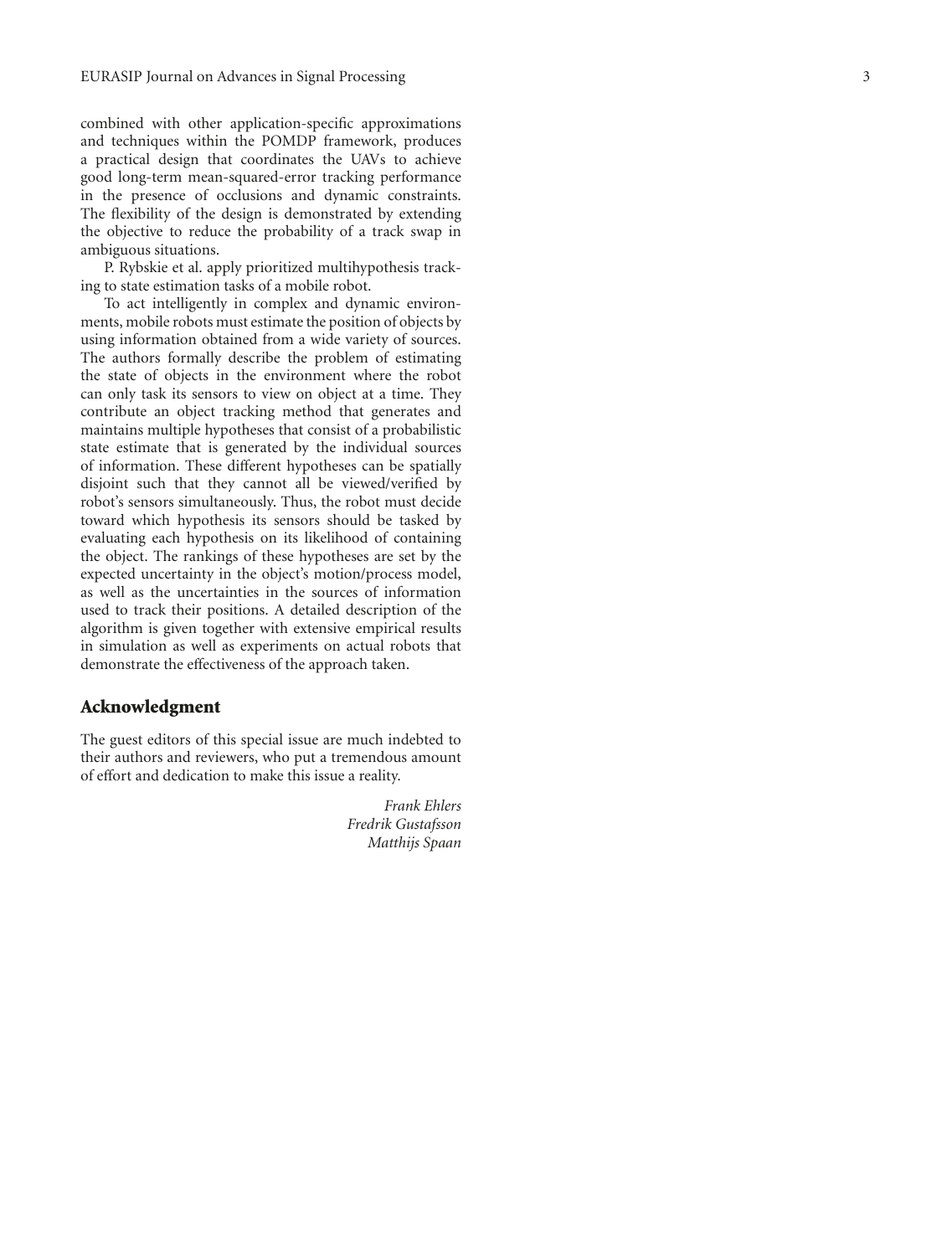combined with other application-specific approximations and techniques within the POMDP framework, produces a practical design that coordinates the UAVs to achieve good long-term mean-squared-error tracking performance in the presence of occlusions and dynamic constraints. The flexibility of the design is demonstrated by extending the objective to reduce the probability of a track swap in ambiguous situations.

P. Rybskie et al. apply prioritized multihypothesis tracking to state estimation tasks of a mobile robot.

To act intelligently in complex and dynamic environments, mobile robots must estimate the position of objects by using information obtained from a wide variety of sources. The authors formally describe the problem of estimating the state of objects in the environment where the robot can only task its sensors to view on object at a time. They contribute an object tracking method that generates and maintains multiple hypotheses that consist of a probabilistic state estimate that is generated by the individual sources of information. These different hypotheses can be spatially disjoint such that they cannot all be viewed/verified by robot's sensors simultaneously. Thus, the robot must decide toward which hypothesis its sensors should be tasked by evaluating each hypothesis on its likelihood of containing the object. The rankings of these hypotheses are set by the expected uncertainty in the object's motion/process model, as well as the uncertainties in the sources of information used to track their positions. A detailed description of the algorithm is given together with extensive empirical results in simulation as well as experiments on actual robots that demonstrate the effectiveness of the approach taken.

## Acknowledgment

The guest editors of this special issue are much indebted to their authors and reviewers, who put a tremendous amount of effort and dedication to make this issue a reality.

*Frank Ehlers*
*Fredrik Gustafsson*
*Matthijs Spaan*